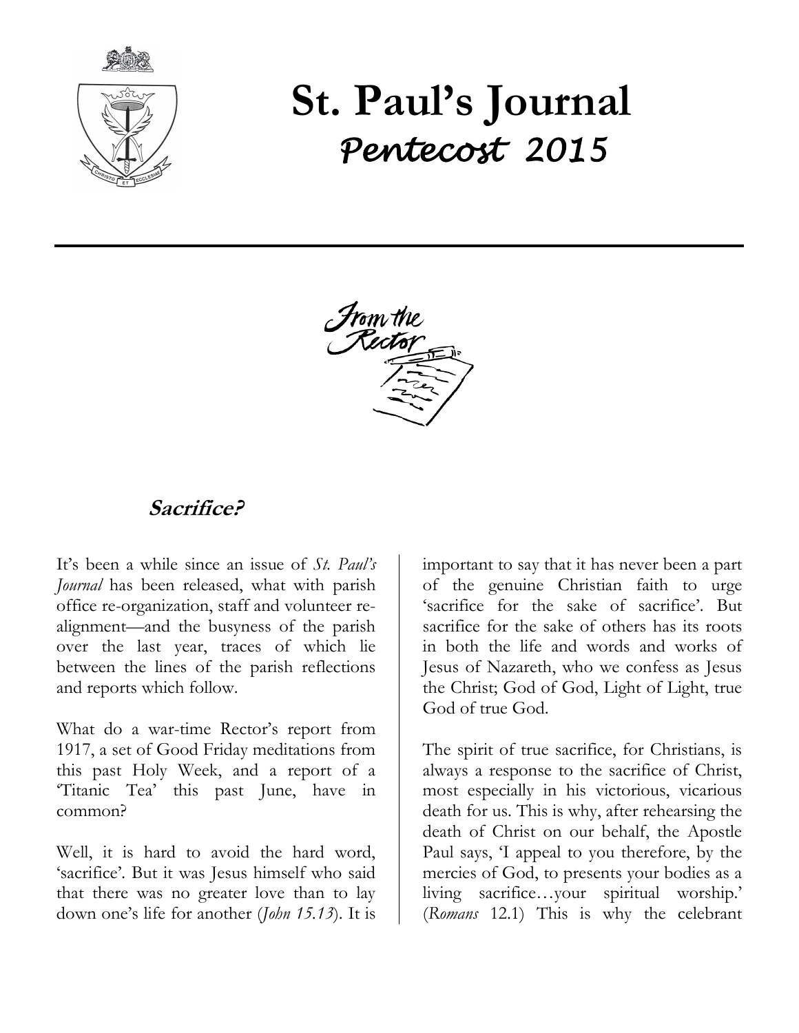# St. Paul's Journal

## *Pentecost 2015*

From the Rector

### Sacrifice?

It's been a while since an issue of *St. Paul's Journal* has been released, what with parish office re-organization, staff and volunteer re-alignment—and the busyness of the parish over the last year, traces of which lie between the lines of the parish reflections and reports which follow.

What do a war-time Rector's report from 1917, a set of Good Friday meditations from this past Holy Week, and a report of a 'Titanic Tea' this past June, have in common?

Well, it is hard to avoid the hard word, 'sacrifice'. But it was Jesus himself who said that there was no greater love than to lay down one's life for another (*John 15.13*). It is important to say that it has never been a part of the genuine Christian faith to urge 'sacrifice for the sake of sacrifice'. But sacrifice for the sake of others has its roots in both the life and words and works of Jesus of Nazareth, who we confess as Jesus the Christ; God of God, Light of Light, true God of true God.

The spirit of true sacrifice, for Christians, is always a response to the sacrifice of Christ, most especially in his victorious, vicarious death for us. This is why, after rehearsing the death of Christ on our behalf, the Apostle Paul says, 'I appeal to you therefore, by the mercies of God, to presents your bodies as a living sacrifice…your spiritual worship.' (*Romans* 12.1) This is why the celebrant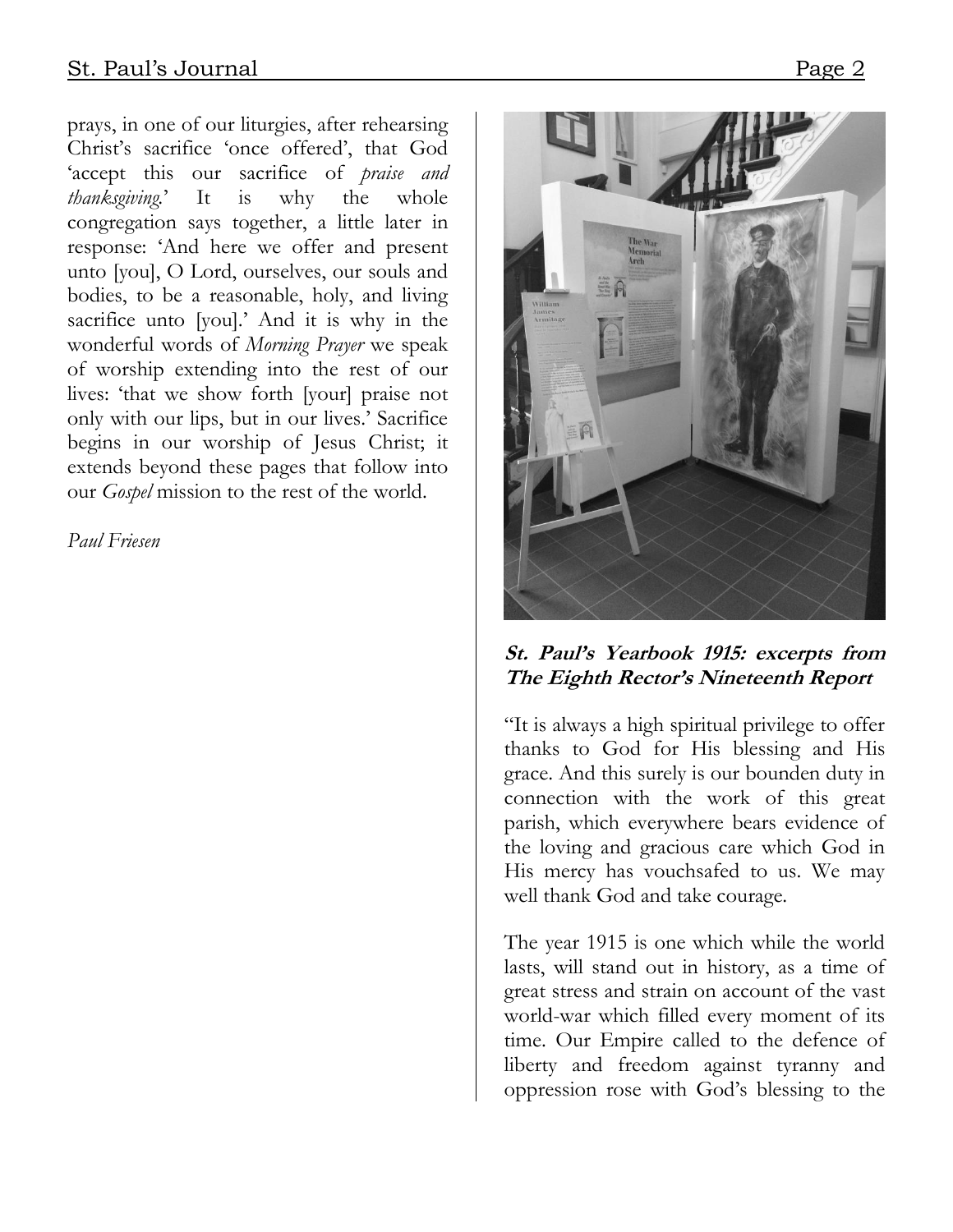prays, in one of our liturgies, after rehearsing Christ's sacrifice 'once offered', that God 'accept this our sacrifice of *praise and thanksgiving*.' It is why the whole congregation says together, a little later in response: 'And here we offer and present unto [you], O Lord, ourselves, our souls and bodies, to be a reasonable, holy, and living sacrifice unto [you].' And it is why in the wonderful words of *Morning Prayer* we speak of worship extending into the rest of our lives: 'that we show forth [your] praise not only with our lips, but in our lives.' Sacrifice begins in our worship of Jesus Christ; it extends beyond these pages that follow into our *Gospel* mission to the rest of the world.

*Paul Friesen*

### St. Paul's Yearbook 1915: excerpts from The Eighth Rector's Nineteenth Report

"It is always a high spiritual privilege to offer thanks to God for His blessing and His grace. And this surely is our bounden duty in connection with the work of this great parish, which everywhere bears evidence of the loving and gracious care which God in His mercy has vouchsafed to us. We may well thank God and take courage.

The year 1915 is one which while the world lasts, will stand out in history, as a time of great stress and strain on account of the vast world-war which filled every moment of its time. Our Empire called to the defence of liberty and freedom against tyranny and oppression rose with God's blessing to the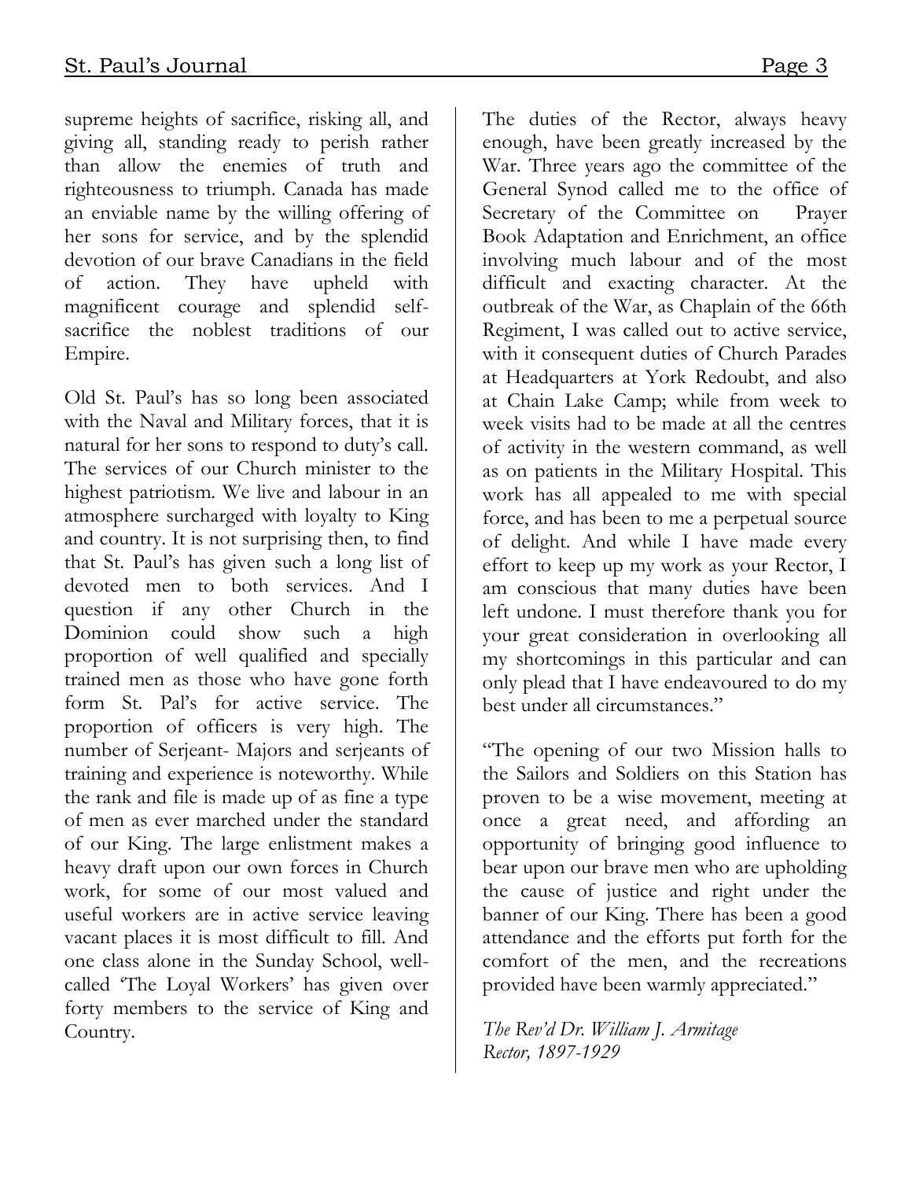supreme heights of sacrifice, risking all, and giving all, standing ready to perish rather than allow the enemies of truth and righteousness to triumph. Canada has made an enviable name by the willing offering of her sons for service, and by the splendid devotion of our brave Canadians in the field of action. They have upheld with magnificent courage and splendid self-sacrifice the noblest traditions of our Empire.

Old St. Paul's has so long been associated with the Naval and Military forces, that it is natural for her sons to respond to duty's call. The services of our Church minister to the highest patriotism. We live and labour in an atmosphere surcharged with loyalty to King and country. It is not surprising then, to find that St. Paul's has given such a long list of devoted men to both services. And I question if any other Church in the Dominion could show such a high proportion of well qualified and specially trained men as those who have gone forth form St. Pal's for active service. The proportion of officers is very high. The number of Serjeant- Majors and serjeants of training and experience is noteworthy. While the rank and file is made up of as fine a type of men as ever marched under the standard of our King. The large enlistment makes a heavy draft upon our own forces in Church work, for some of our most valued and useful workers are in active service leaving vacant places it is most difficult to fill. And one class alone in the Sunday School, well-called 'The Loyal Workers' has given over forty members to the service of King and Country.

The duties of the Rector, always heavy enough, have been greatly increased by the War. Three years ago the committee of the General Synod called me to the office of Secretary of the Committee on Prayer Book Adaptation and Enrichment, an office involving much labour and of the most difficult and exacting character. At the outbreak of the War, as Chaplain of the 66th Regiment, I was called out to active service, with it consequent duties of Church Parades at Headquarters at York Redoubt, and also at Chain Lake Camp; while from week to week visits had to be made at all the centres of activity in the western command, as well as on patients in the Military Hospital. This work has all appealed to me with special force, and has been to me a perpetual source of delight. And while I have made every effort to keep up my work as your Rector, I am conscious that many duties have been left undone. I must therefore thank you for your great consideration in overlooking all my shortcomings in this particular and can only plead that I have endeavoured to do my best under all circumstances."

"The opening of our two Mission halls to the Sailors and Soldiers on this Station has proven to be a wise movement, meeting at once a great need, and affording an opportunity of bringing good influence to bear upon our brave men who are upholding the cause of justice and right under the banner of our King. There has been a good attendance and the efforts put forth for the comfort of the men, and the recreations provided have been warmly appreciated."

*The Rev'd Dr. William J. Armitage*
*Rector, 1897-1929*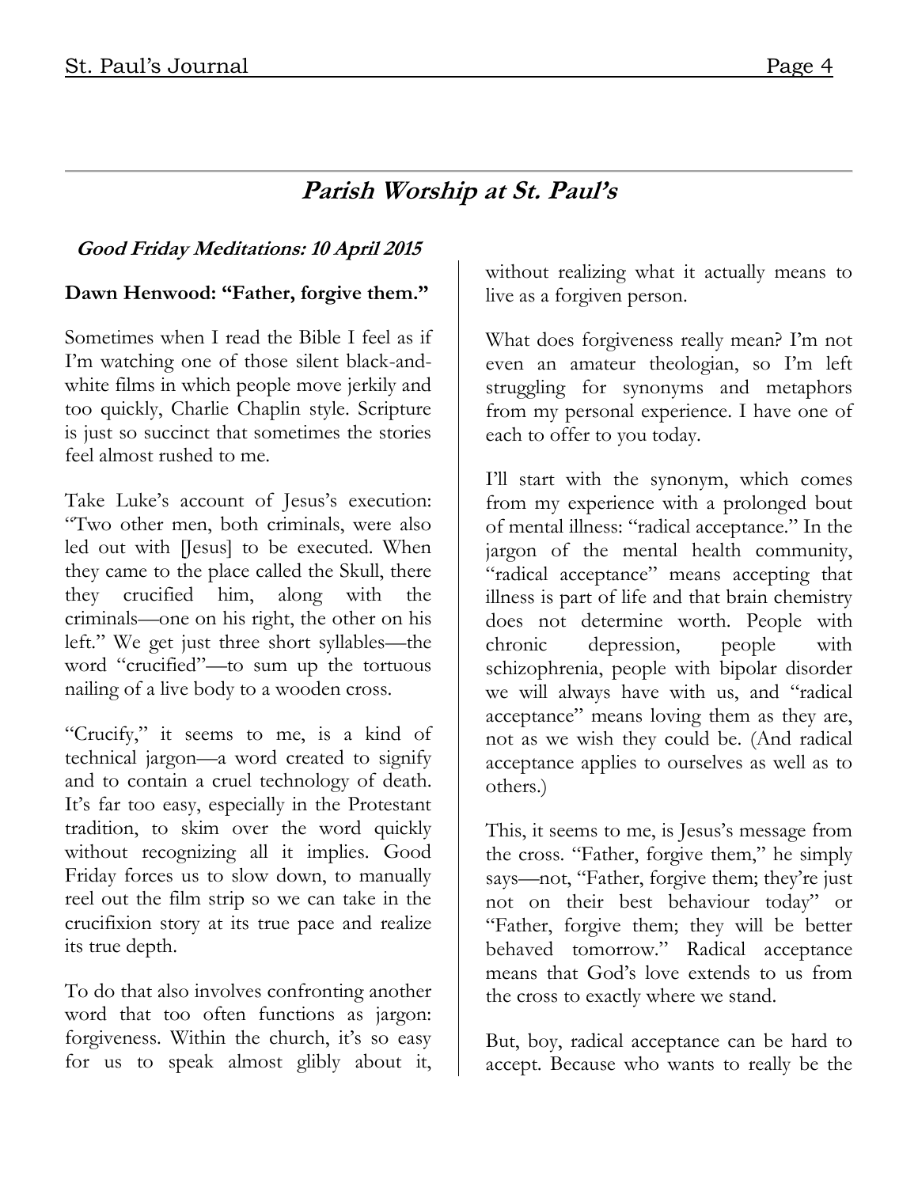## *Parish Worship at St. Paul's*

### *Good Friday Meditations: 10 April 2015*

**Dawn Henwood: "Father, forgive them."**

Sometimes when I read the Bible I feel as if I'm watching one of those silent black-and-white films in which people move jerkily and too quickly, Charlie Chaplin style. Scripture is just so succinct that sometimes the stories feel almost rushed to me.

Take Luke's account of Jesus's execution: "Two other men, both criminals, were also led out with [Jesus] to be executed. When they came to the place called the Skull, there they crucified him, along with the criminals—one on his right, the other on his left." We get just three short syllables—the word "crucified"—to sum up the tortuous nailing of a live body to a wooden cross.

"Crucify," it seems to me, is a kind of technical jargon—a word created to signify and to contain a cruel technology of death. It's far too easy, especially in the Protestant tradition, to skim over the word quickly without recognizing all it implies. Good Friday forces us to slow down, to manually reel out the film strip so we can take in the crucifixion story at its true pace and realize its true depth.

To do that also involves confronting another word that too often functions as jargon: forgiveness. Within the church, it's so easy for us to speak almost glibly about it, without realizing what it actually means to live as a forgiven person.

What does forgiveness really mean? I'm not even an amateur theologian, so I'm left struggling for synonyms and metaphors from my personal experience. I have one of each to offer to you today.

I'll start with the synonym, which comes from my experience with a prolonged bout of mental illness: "radical acceptance." In the jargon of the mental health community, "radical acceptance" means accepting that illness is part of life and that brain chemistry does not determine worth. People with chronic depression, people with schizophrenia, people with bipolar disorder we will always have with us, and "radical acceptance" means loving them as they are, not as we wish they could be. (And radical acceptance applies to ourselves as well as to others.)

This, it seems to me, is Jesus's message from the cross. "Father, forgive them," he simply says—not, "Father, forgive them; they're just not on their best behaviour today" or "Father, forgive them; they will be better behaved tomorrow." Radical acceptance means that God's love extends to us from the cross to exactly where we stand.

But, boy, radical acceptance can be hard to accept. Because who wants to really be the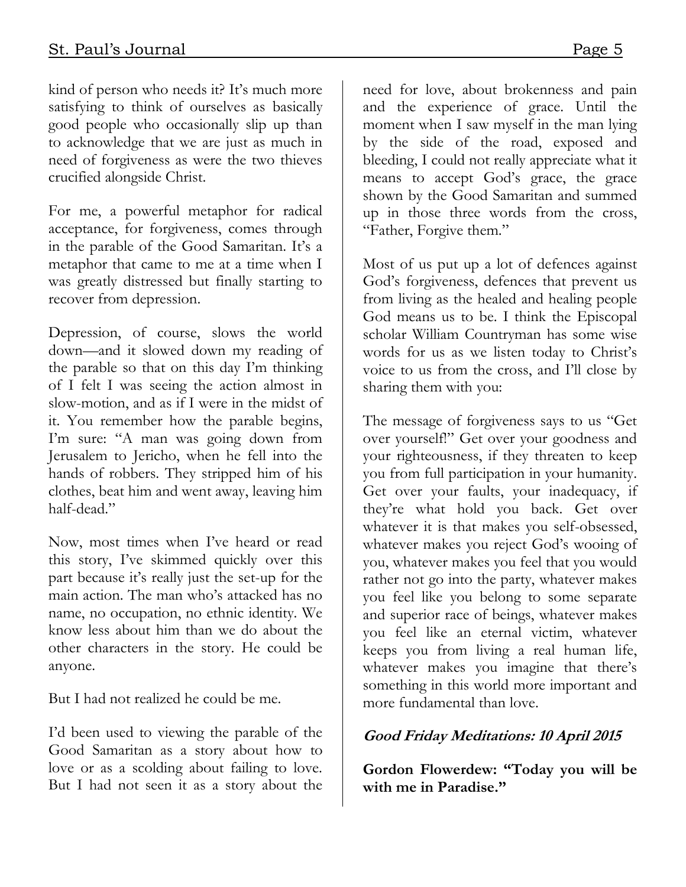kind of person who needs it? It's much more satisfying to think of ourselves as basically good people who occasionally slip up than to acknowledge that we are just as much in need of forgiveness as were the two thieves crucified alongside Christ.

For me, a powerful metaphor for radical acceptance, for forgiveness, comes through in the parable of the Good Samaritan. It's a metaphor that came to me at a time when I was greatly distressed but finally starting to recover from depression.

Depression, of course, slows the world down—and it slowed down my reading of the parable so that on this day I'm thinking of I felt I was seeing the action almost in slow-motion, and as if I were in the midst of it. You remember how the parable begins, I'm sure: "A man was going down from Jerusalem to Jericho, when he fell into the hands of robbers. They stripped him of his clothes, beat him and went away, leaving him half-dead."

Now, most times when I've heard or read this story, I've skimmed quickly over this part because it's really just the set-up for the main action. The man who's attacked has no name, no occupation, no ethnic identity. We know less about him than we do about the other characters in the story. He could be anyone.

But I had not realized he could be me.

I'd been used to viewing the parable of the Good Samaritan as a story about how to love or as a scolding about failing to love. But I had not seen it as a story about the need for love, about brokenness and pain and the experience of grace. Until the moment when I saw myself in the man lying by the side of the road, exposed and bleeding, I could not really appreciate what it means to accept God's grace, the grace shown by the Good Samaritan and summed up in those three words from the cross, "Father, Forgive them."

Most of us put up a lot of defences against God's forgiveness, defences that prevent us from living as the healed and healing people God means us to be. I think the Episcopal scholar William Countryman has some wise words for us as we listen today to Christ's voice to us from the cross, and I'll close by sharing them with you:

The message of forgiveness says to us "Get over yourself!" Get over your goodness and your righteousness, if they threaten to keep you from full participation in your humanity. Get over your faults, your inadequacy, if they're what hold you back. Get over whatever it is that makes you self-obsessed, whatever makes you reject God's wooing of you, whatever makes you feel that you would rather not go into the party, whatever makes you feel like you belong to some separate and superior race of beings, whatever makes you feel like an eternal victim, whatever keeps you from living a real human life, whatever makes you imagine that there's something in this world more important and more fundamental than love.

## *Good Friday Meditations: 10 April 2015*

**Gordon Flowerdew: "Today you will be with me in Paradise."**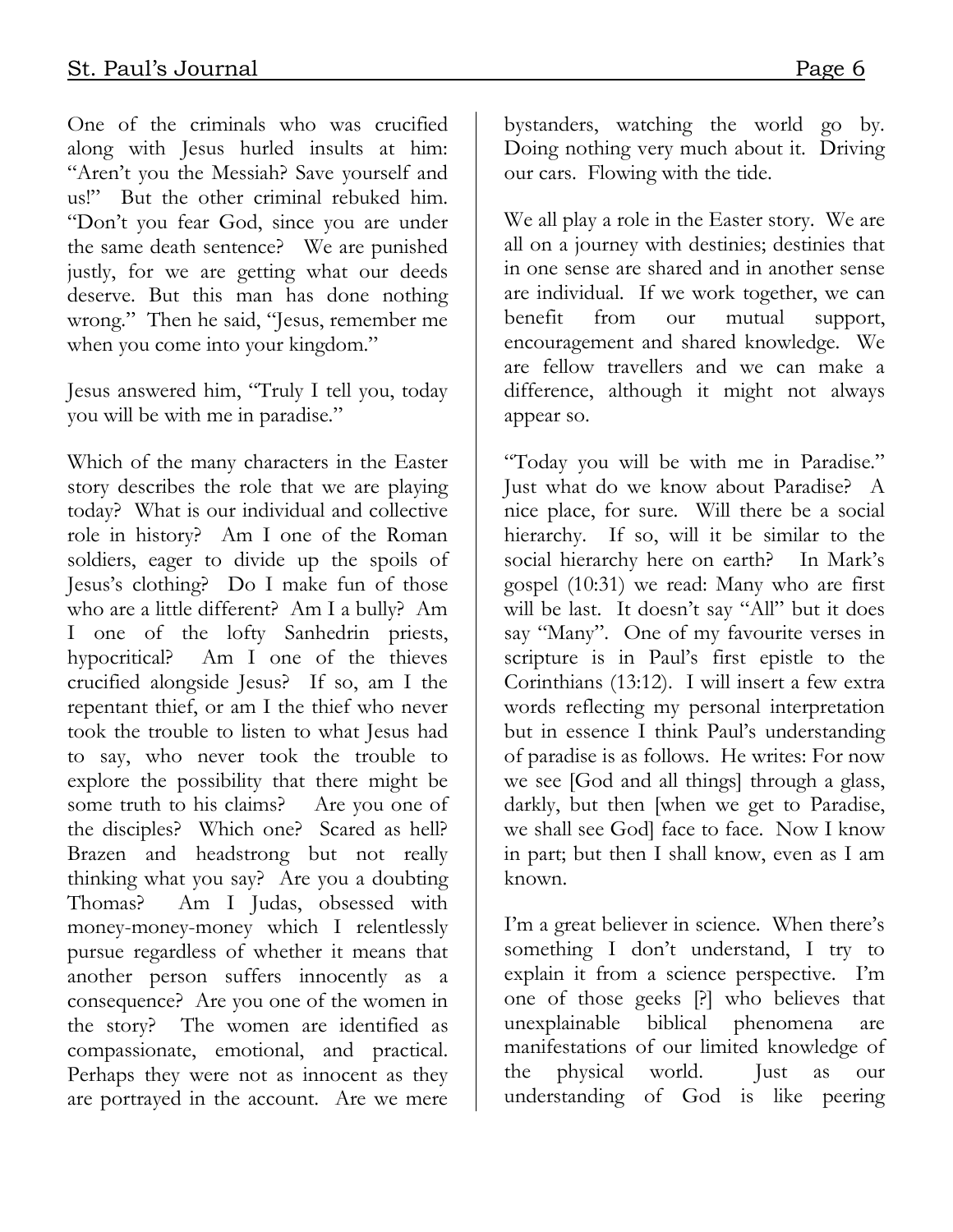One of the criminals who was crucified along with Jesus hurled insults at him: "Aren't you the Messiah? Save yourself and us!" But the other criminal rebuked him. "Don't you fear God, since you are under the same death sentence? We are punished justly, for we are getting what our deeds deserve. But this man has done nothing wrong." Then he said, "Jesus, remember me when you come into your kingdom."

Jesus answered him, "Truly I tell you, today you will be with me in paradise."

Which of the many characters in the Easter story describes the role that we are playing today? What is our individual and collective role in history? Am I one of the Roman soldiers, eager to divide up the spoils of Jesus's clothing? Do I make fun of those who are a little different? Am I a bully? Am I one of the lofty Sanhedrin priests, hypocritical? Am I one of the thieves crucified alongside Jesus? If so, am I the repentant thief, or am I the thief who never took the trouble to listen to what Jesus had to say, who never took the trouble to explore the possibility that there might be some truth to his claims? Are you one of the disciples? Which one? Scared as hell? Brazen and headstrong but not really thinking what you say? Are you a doubting Thomas? Am I Judas, obsessed with money-money-money which I relentlessly pursue regardless of whether it means that another person suffers innocently as a consequence? Are you one of the women in the story? The women are identified as compassionate, emotional, and practical. Perhaps they were not as innocent as they are portrayed in the account. Are we mere bystanders, watching the world go by. Doing nothing very much about it. Driving our cars. Flowing with the tide.

We all play a role in the Easter story. We are all on a journey with destinies; destinies that in one sense are shared and in another sense are individual. If we work together, we can benefit from our mutual support, encouragement and shared knowledge. We are fellow travellers and we can make a difference, although it might not always appear so.

"Today you will be with me in Paradise." Just what do we know about Paradise? A nice place, for sure. Will there be a social hierarchy. If so, will it be similar to the social hierarchy here on earth? In Mark's gospel (10:31) we read: Many who are first will be last. It doesn't say "All" but it does say "Many". One of my favourite verses in scripture is in Paul's first epistle to the Corinthians (13:12). I will insert a few extra words reflecting my personal interpretation but in essence I think Paul's understanding of paradise is as follows. He writes: For now we see [God and all things] through a glass, darkly, but then [when we get to Paradise, we shall see God] face to face. Now I know in part; but then I shall know, even as I am known.

I'm a great believer in science. When there's something I don't understand, I try to explain it from a science perspective. I'm one of those geeks [?] who believes that unexplainable biblical phenomena are manifestations of our limited knowledge of the physical world. Just as our understanding of God is like peering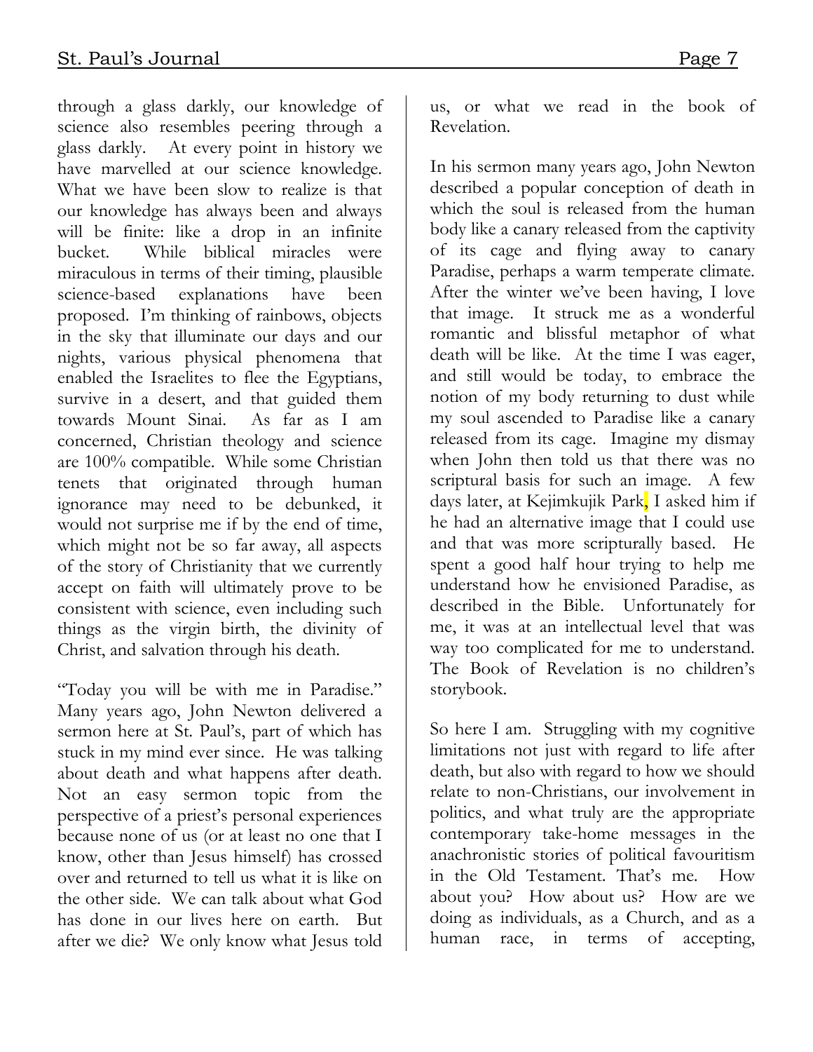through a glass darkly, our knowledge of science also resembles peering through a glass darkly. At every point in history we have marvelled at our science knowledge. What we have been slow to realize is that our knowledge has always been and always will be finite: like a drop in an infinite bucket. While biblical miracles were miraculous in terms of their timing, plausible science-based explanations have been proposed. I'm thinking of rainbows, objects in the sky that illuminate our days and our nights, various physical phenomena that enabled the Israelites to flee the Egyptians, survive in a desert, and that guided them towards Mount Sinai. As far as I am concerned, Christian theology and science are 100% compatible. While some Christian tenets that originated through human ignorance may need to be debunked, it would not surprise me if by the end of time, which might not be so far away, all aspects of the story of Christianity that we currently accept on faith will ultimately prove to be consistent with science, even including such things as the virgin birth, the divinity of Christ, and salvation through his death.

"Today you will be with me in Paradise." Many years ago, John Newton delivered a sermon here at St. Paul's, part of which has stuck in my mind ever since. He was talking about death and what happens after death. Not an easy sermon topic from the perspective of a priest's personal experiences because none of us (or at least no one that I know, other than Jesus himself) has crossed over and returned to tell us what it is like on the other side. We can talk about what God has done in our lives here on earth. But after we die? We only know what Jesus told us, or what we read in the book of Revelation.

In his sermon many years ago, John Newton described a popular conception of death in which the soul is released from the human body like a canary released from the captivity of its cage and flying away to canary Paradise, perhaps a warm temperate climate. After the winter we've been having, I love that image. It struck me as a wonderful romantic and blissful metaphor of what death will be like. At the time I was eager, and still would be today, to embrace the notion of my body returning to dust while my soul ascended to Paradise like a canary released from its cage. Imagine my dismay when John then told us that there was no scriptural basis for such an image. A few days later, at Kejimkujik Park, I asked him if he had an alternative image that I could use and that was more scripturally based. He spent a good half hour trying to help me understand how he envisioned Paradise, as described in the Bible. Unfortunately for me, it was at an intellectual level that was way too complicated for me to understand. The Book of Revelation is no children's storybook.

So here I am. Struggling with my cognitive limitations not just with regard to life after death, but also with regard to how we should relate to non-Christians, our involvement in politics, and what truly are the appropriate contemporary take-home messages in the anachronistic stories of political favouritism in the Old Testament. That's me. How about you? How about us? How are we doing as individuals, as a Church, and as a human race, in terms of accepting,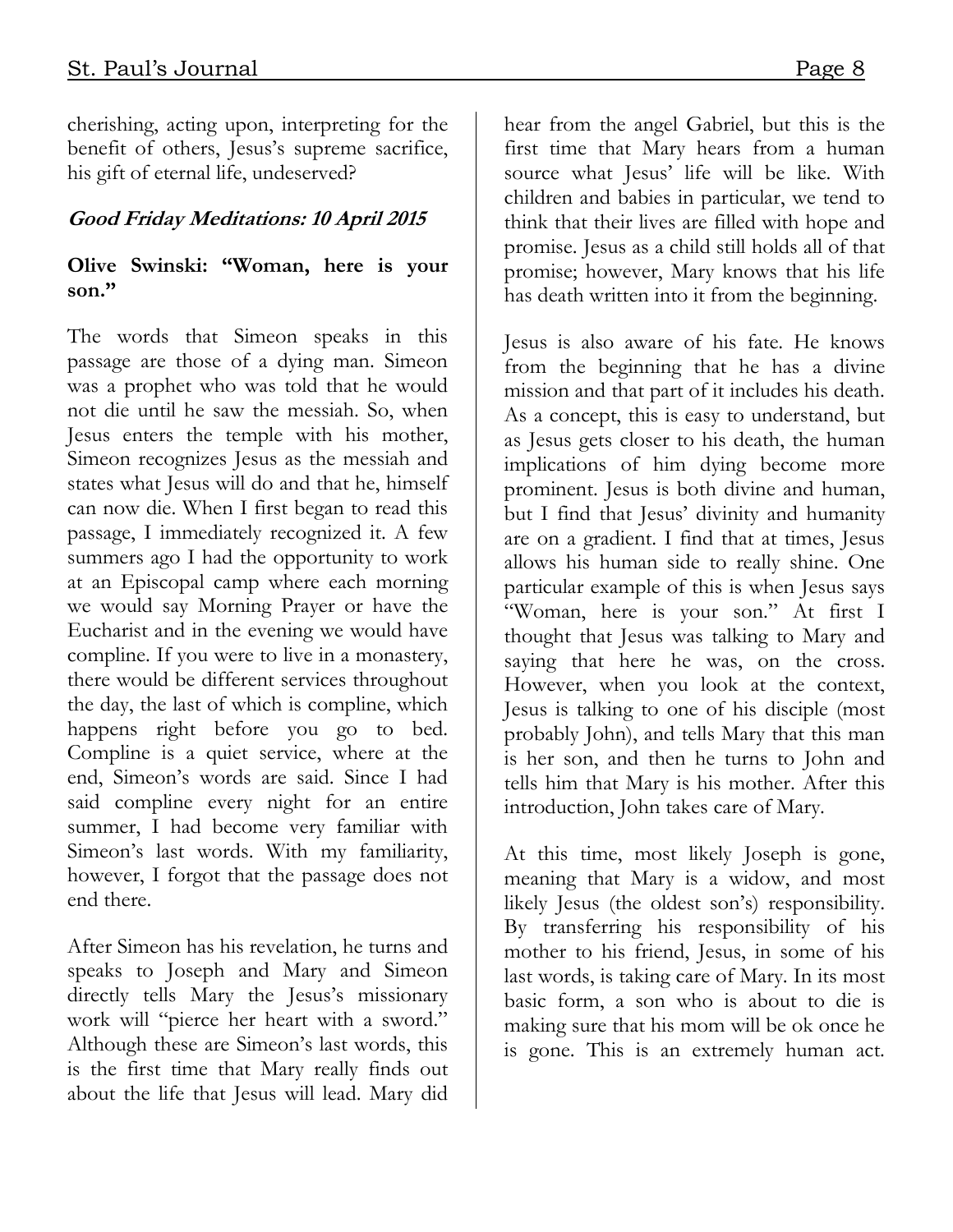cherishing, acting upon, interpreting for the benefit of others, Jesus's supreme sacrifice, his gift of eternal life, undeserved?

## *Good Friday Meditations: 10 April 2015*

### Olive Swinski: "Woman, here is your son."

The words that Simeon speaks in this passage are those of a dying man. Simeon was a prophet who was told that he would not die until he saw the messiah. So, when Jesus enters the temple with his mother, Simeon recognizes Jesus as the messiah and states what Jesus will do and that he, himself can now die. When I first began to read this passage, I immediately recognized it. A few summers ago I had the opportunity to work at an Episcopal camp where each morning we would say Morning Prayer or have the Eucharist and in the evening we would have compline. If you were to live in a monastery, there would be different services throughout the day, the last of which is compline, which happens right before you go to bed. Compline is a quiet service, where at the end, Simeon's words are said. Since I had said compline every night for an entire summer, I had become very familiar with Simeon's last words. With my familiarity, however, I forgot that the passage does not end there.

After Simeon has his revelation, he turns and speaks to Joseph and Mary and Simeon directly tells Mary the Jesus's missionary work will "pierce her heart with a sword." Although these are Simeon's last words, this is the first time that Mary really finds out about the life that Jesus will lead. Mary did hear from the angel Gabriel, but this is the first time that Mary hears from a human source what Jesus' life will be like. With children and babies in particular, we tend to think that their lives are filled with hope and promise. Jesus as a child still holds all of that promise; however, Mary knows that his life has death written into it from the beginning.

Jesus is also aware of his fate. He knows from the beginning that he has a divine mission and that part of it includes his death. As a concept, this is easy to understand, but as Jesus gets closer to his death, the human implications of him dying become more prominent. Jesus is both divine and human, but I find that Jesus' divinity and humanity are on a gradient. I find that at times, Jesus allows his human side to really shine. One particular example of this is when Jesus says "Woman, here is your son." At first I thought that Jesus was talking to Mary and saying that here he was, on the cross. However, when you look at the context, Jesus is talking to one of his disciple (most probably John), and tells Mary that this man is her son, and then he turns to John and tells him that Mary is his mother. After this introduction, John takes care of Mary.

At this time, most likely Joseph is gone, meaning that Mary is a widow, and most likely Jesus (the oldest son's) responsibility. By transferring his responsibility of his mother to his friend, Jesus, in some of his last words, is taking care of Mary. In its most basic form, a son who is about to die is making sure that his mom will be ok once he is gone. This is an extremely human act.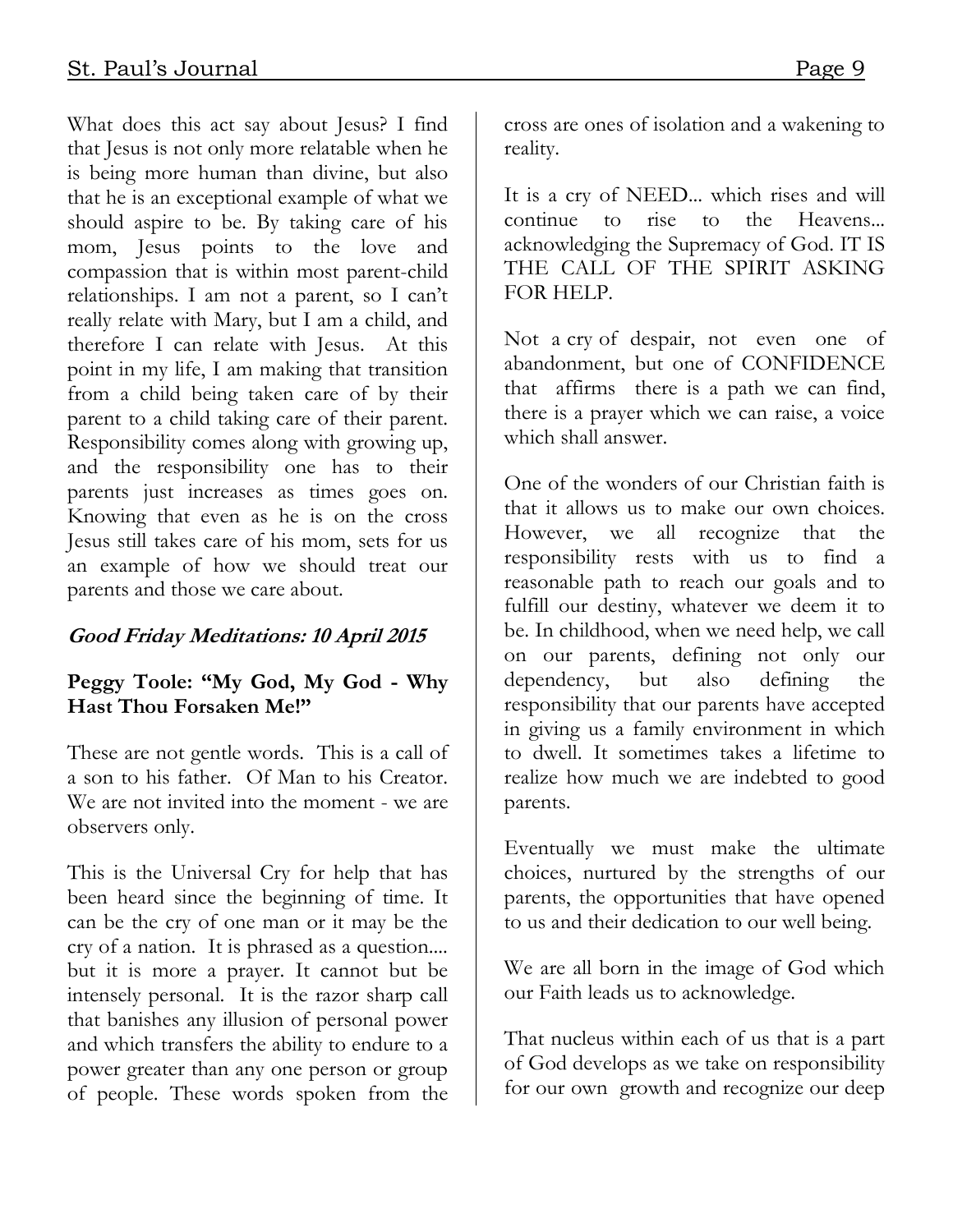What does this act say about Jesus? I find that Jesus is not only more relatable when he is being more human than divine, but also that he is an exceptional example of what we should aspire to be. By taking care of his mom, Jesus points to the love and compassion that is within most parent-child relationships. I am not a parent, so I can't really relate with Mary, but I am a child, and therefore I can relate with Jesus. At this point in my life, I am making that transition from a child being taken care of by their parent to a child taking care of their parent. Responsibility comes along with growing up, and the responsibility one has to their parents just increases as times goes on. Knowing that even as he is on the cross Jesus still takes care of his mom, sets for us an example of how we should treat our parents and those we care about.

## *Good Friday Meditations: 10 April 2015*

### Peggy Toole: "My God, My God - Why Hast Thou Forsaken Me!"

These are not gentle words. This is a call of a son to his father. Of Man to his Creator. We are not invited into the moment - we are observers only.

This is the Universal Cry for help that has been heard since the beginning of time. It can be the cry of one man or it may be the cry of a nation. It is phrased as a question.... but it is more a prayer. It cannot but be intensely personal. It is the razor sharp call that banishes any illusion of personal power and which transfers the ability to endure to a power greater than any one person or group of people. These words spoken from the cross are ones of isolation and a wakening to reality.

It is a cry of NEED... which rises and will continue to rise to the Heavens... acknowledging the Supremacy of God. IT IS THE CALL OF THE SPIRIT ASKING FOR HELP.

Not a cry of despair, not even one of abandonment, but one of CONFIDENCE that affirms there is a path we can find, there is a prayer which we can raise, a voice which shall answer.

One of the wonders of our Christian faith is that it allows us to make our own choices. However, we all recognize that the responsibility rests with us to find a reasonable path to reach our goals and to fulfill our destiny, whatever we deem it to be. In childhood, when we need help, we call on our parents, defining not only our dependency, but also defining the responsibility that our parents have accepted in giving us a family environment in which to dwell. It sometimes takes a lifetime to realize how much we are indebted to good parents.

Eventually we must make the ultimate choices, nurtured by the strengths of our parents, the opportunities that have opened to us and their dedication to our well being.

We are all born in the image of God which our Faith leads us to acknowledge.

That nucleus within each of us that is a part of God develops as we take on responsibility for our own growth and recognize our deep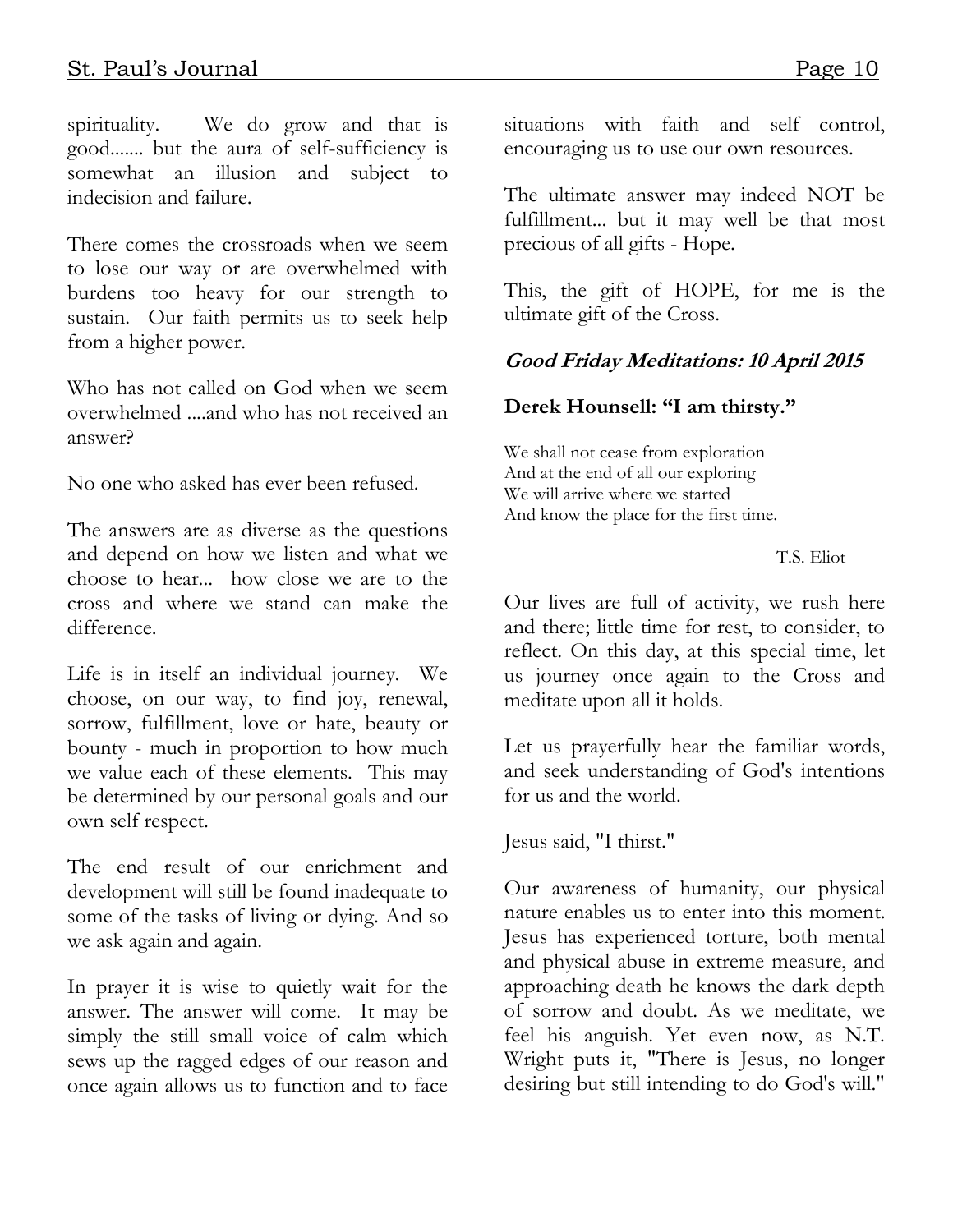spirituality. We do grow and that is good....... but the aura of self-sufficiency is somewhat an illusion and subject to indecision and failure.

There comes the crossroads when we seem to lose our way or are overwhelmed with burdens too heavy for our strength to sustain. Our faith permits us to seek help from a higher power.

Who has not called on God when we seem overwhelmed ....and who has not received an answer?

No one who asked has ever been refused.

The answers are as diverse as the questions and depend on how we listen and what we choose to hear... how close we are to the cross and where we stand can make the difference.

Life is in itself an individual journey. We choose, on our way, to find joy, renewal, sorrow, fulfillment, love or hate, beauty or bounty - much in proportion to how much we value each of these elements. This may be determined by our personal goals and our own self respect.

The end result of our enrichment and development will still be found inadequate to some of the tasks of living or dying. And so we ask again and again.

In prayer it is wise to quietly wait for the answer. The answer will come. It may be simply the still small voice of calm which sews up the ragged edges of our reason and once again allows us to function and to face situations with faith and self control, encouraging us to use our own resources.

The ultimate answer may indeed NOT be fulfillment... but it may well be that most precious of all gifts - Hope.

This, the gift of HOPE, for me is the ultimate gift of the Cross.

### ***Good Friday Meditations: 10 April 2015***

**Derek Hounsell: "I am thirsty."**

We shall not cease from exploration
And at the end of all our exploring
We will arrive where we started
And know the place for the first time.

T.S. Eliot

Our lives are full of activity, we rush here and there; little time for rest, to consider, to reflect. On this day, at this special time, let us journey once again to the Cross and meditate upon all it holds.

Let us prayerfully hear the familiar words, and seek understanding of God's intentions for us and the world.

Jesus said, "I thirst."

Our awareness of humanity, our physical nature enables us to enter into this moment. Jesus has experienced torture, both mental and physical abuse in extreme measure, and approaching death he knows the dark depth of sorrow and doubt. As we meditate, we feel his anguish. Yet even now, as N.T. Wright puts it, "There is Jesus, no longer desiring but still intending to do God's will."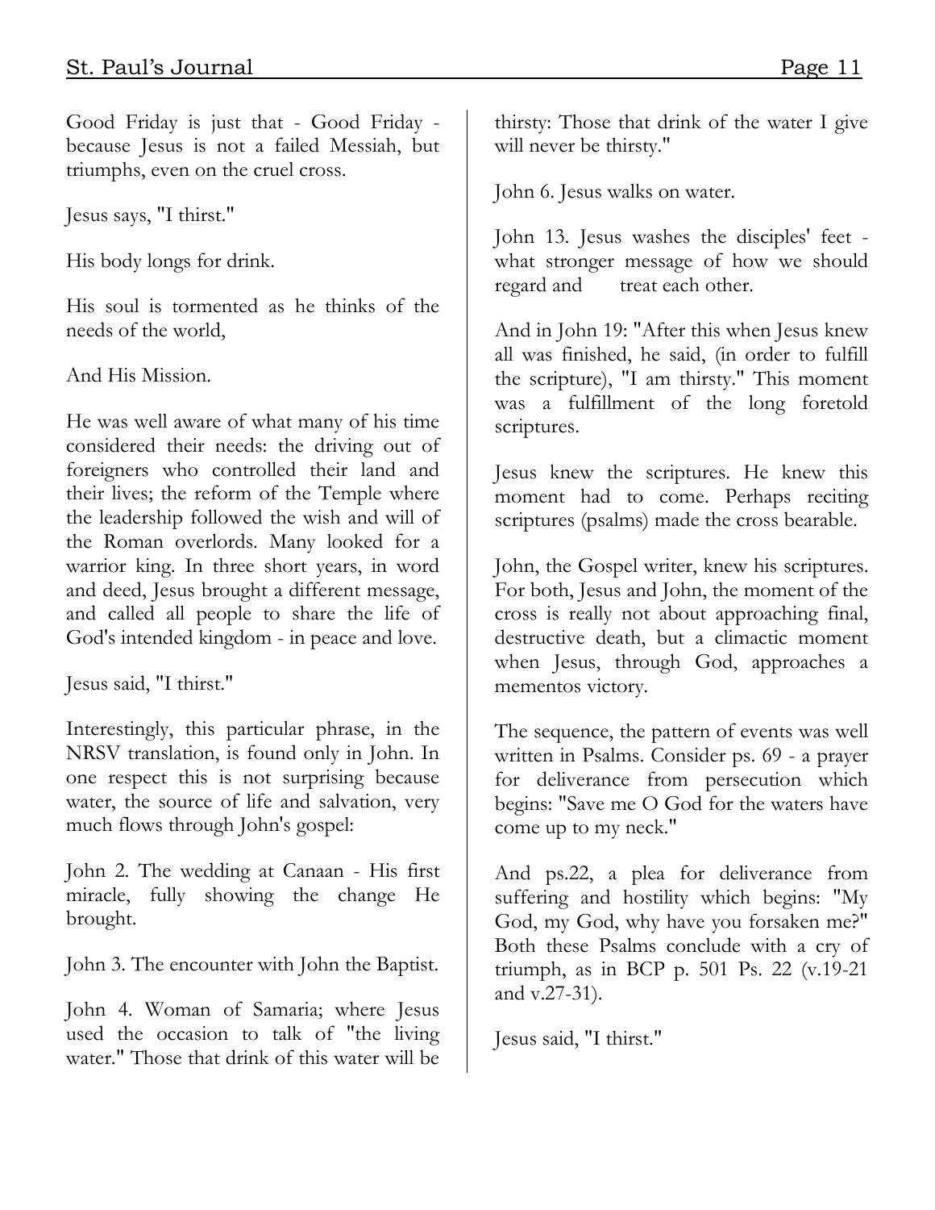Good Friday is just that - Good Friday - because Jesus is not a failed Messiah, but triumphs, even on the cruel cross.

Jesus says, "I thirst."

His body longs for drink.

His soul is tormented as he thinks of the needs of the world,

And His Mission.

He was well aware of what many of his time considered their needs: the driving out of foreigners who controlled their land and their lives; the reform of the Temple where the leadership followed the wish and will of the Roman overlords. Many looked for a warrior king. In three short years, in word and deed, Jesus brought a different message, and called all people to share the life of God's intended kingdom - in peace and love.

Jesus said, "I thirst."

Interestingly, this particular phrase, in the NRSV translation, is found only in John. In one respect this is not surprising because water, the source of life and salvation, very much flows through John's gospel:

John 2. The wedding at Canaan - His first miracle, fully showing the change He brought.

John 3. The encounter with John the Baptist.

John 4. Woman of Samaria; where Jesus used the occasion to talk of "the living water." Those that drink of this water will be thirsty: Those that drink of the water I give will never be thirsty."

John 6. Jesus walks on water.

John 13. Jesus washes the disciples' feet - what stronger message of how we should regard and treat each other.

And in John 19: "After this when Jesus knew all was finished, he said, (in order to fulfill the scripture), "I am thirsty." This moment was a fulfillment of the long foretold scriptures.

Jesus knew the scriptures. He knew this moment had to come. Perhaps reciting scriptures (psalms) made the cross bearable.

John, the Gospel writer, knew his scriptures. For both, Jesus and John, the moment of the cross is really not about approaching final, destructive death, but a climactic moment when Jesus, through God, approaches a mementos victory.

The sequence, the pattern of events was well written in Psalms. Consider ps. 69 - a prayer for deliverance from persecution which begins: "Save me O God for the waters have come up to my neck."

And ps.22, a plea for deliverance from suffering and hostility which begins: "My God, my God, why have you forsaken me?" Both these Psalms conclude with a cry of triumph, as in BCP p. 501 Ps. 22 (v.19-21 and v.27-31).

Jesus said, "I thirst."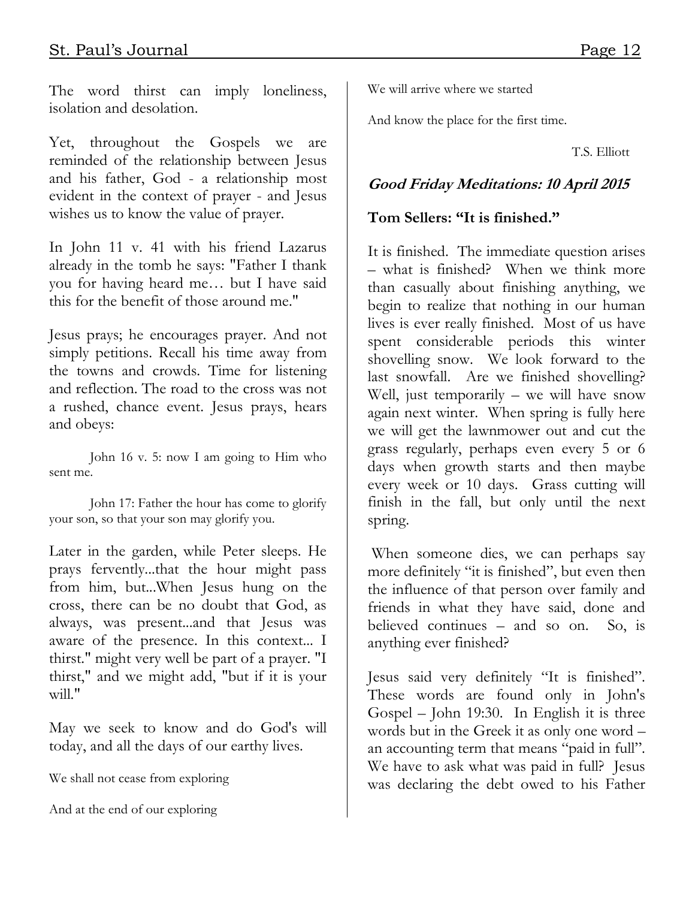The word thirst can imply loneliness, isolation and desolation.

Yet, throughout the Gospels we are reminded of the relationship between Jesus and his father, God - a relationship most evident in the context of prayer - and Jesus wishes us to know the value of prayer.

In John 11 v. 41 with his friend Lazarus already in the tomb he says: "Father I thank you for having heard me… but I have said this for the benefit of those around me."

Jesus prays; he encourages prayer. And not simply petitions. Recall his time away from the towns and crowds. Time for listening and reflection. The road to the cross was not a rushed, chance event. Jesus prays, hears and obeys:

> John 16 v. 5: now I am going to Him who sent me.

> John 17: Father the hour has come to glorify your son, so that your son may glorify you.

Later in the garden, while Peter sleeps. He prays fervently...that the hour might pass from him, but...When Jesus hung on the cross, there can be no doubt that God, as always, was present...and that Jesus was aware of the presence. In this context... I thirst." might very well be part of a prayer. "I thirst," and we might add, "but if it is your will."

May we seek to know and do God's will today, and all the days of our earthy lives.

We shall not cease from exploring

And at the end of our exploring

We will arrive where we started

And know the place for the first time.

T.S. Elliott

## *Good Friday Meditations: 10 April 2015*

### Tom Sellers: "It is finished."

It is finished. The immediate question arises – what is finished? When we think more than casually about finishing anything, we begin to realize that nothing in our human lives is ever really finished. Most of us have spent considerable periods this winter shovelling snow. We look forward to the last snowfall. Are we finished shovelling? Well, just temporarily – we will have snow again next winter. When spring is fully here we will get the lawnmower out and cut the grass regularly, perhaps even every 5 or 6 days when growth starts and then maybe every week or 10 days. Grass cutting will finish in the fall, but only until the next spring.

When someone dies, we can perhaps say more definitely "it is finished", but even then the influence of that person over family and friends in what they have said, done and believed continues – and so on. So, is anything ever finished?

Jesus said very definitely "It is finished". These words are found only in John's Gospel – John 19:30. In English it is three words but in the Greek it as only one word – an accounting term that means "paid in full". We have to ask what was paid in full? Jesus was declaring the debt owed to his Father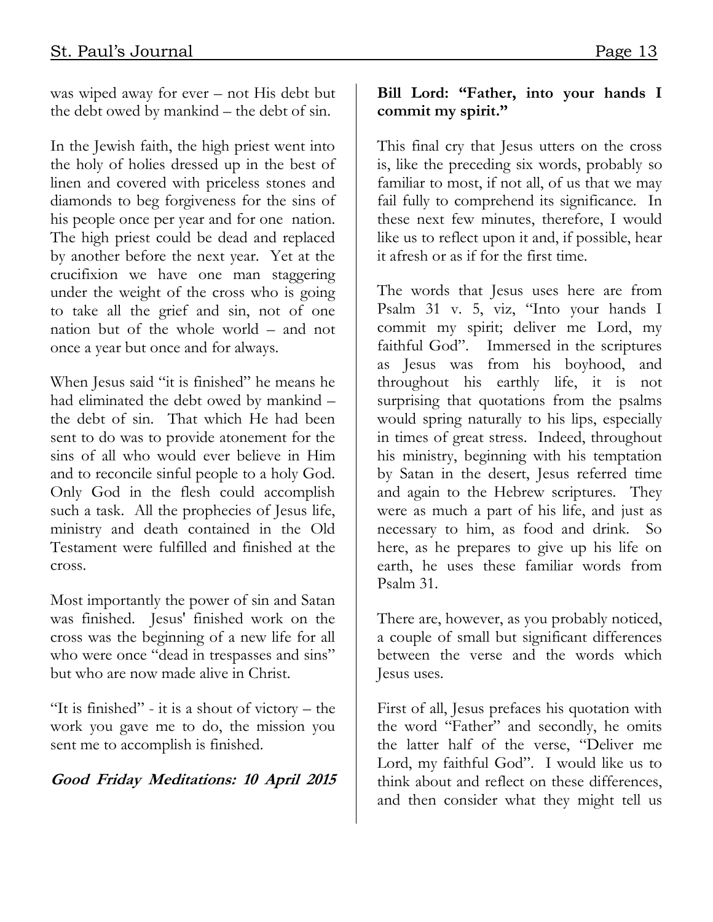was wiped away for ever – not His debt but the debt owed by mankind – the debt of sin.

In the Jewish faith, the high priest went into the holy of holies dressed up in the best of linen and covered with priceless stones and diamonds to beg forgiveness for the sins of his people once per year and for one nation. The high priest could be dead and replaced by another before the next year. Yet at the crucifixion we have one man staggering under the weight of the cross who is going to take all the grief and sin, not of one nation but of the whole world – and not once a year but once and for always.

When Jesus said "it is finished" he means he had eliminated the debt owed by mankind – the debt of sin. That which He had been sent to do was to provide atonement for the sins of all who would ever believe in Him and to reconcile sinful people to a holy God. Only God in the flesh could accomplish such a task. All the prophecies of Jesus life, ministry and death contained in the Old Testament were fulfilled and finished at the cross.

Most importantly the power of sin and Satan was finished. Jesus' finished work on the cross was the beginning of a new life for all who were once "dead in trespasses and sins" but who are now made alive in Christ.

"It is finished" - it is a shout of victory – the work you gave me to do, the mission you sent me to accomplish is finished.

***Good Friday Meditations: 10 April 2015***

**Bill Lord: "Father, into your hands I commit my spirit."**

This final cry that Jesus utters on the cross is, like the preceding six words, probably so familiar to most, if not all, of us that we may fail fully to comprehend its significance. In these next few minutes, therefore, I would like us to reflect upon it and, if possible, hear it afresh or as if for the first time.

The words that Jesus uses here are from Psalm 31 v. 5, viz, "Into your hands I commit my spirit; deliver me Lord, my faithful God". Immersed in the scriptures as Jesus was from his boyhood, and throughout his earthly life, it is not surprising that quotations from the psalms would spring naturally to his lips, especially in times of great stress. Indeed, throughout his ministry, beginning with his temptation by Satan in the desert, Jesus referred time and again to the Hebrew scriptures. They were as much a part of his life, and just as necessary to him, as food and drink. So here, as he prepares to give up his life on earth, he uses these familiar words from Psalm 31.

There are, however, as you probably noticed, a couple of small but significant differences between the verse and the words which Jesus uses.

First of all, Jesus prefaces his quotation with the word "Father" and secondly, he omits the latter half of the verse, "Deliver me Lord, my faithful God". I would like us to think about and reflect on these differences, and then consider what they might tell us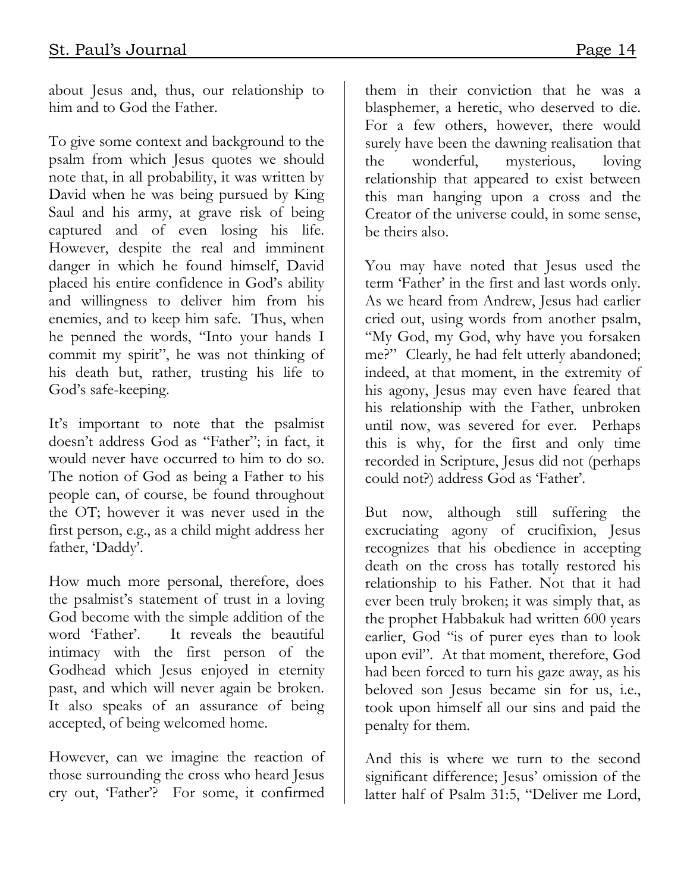about Jesus and, thus, our relationship to him and to God the Father.

To give some context and background to the psalm from which Jesus quotes we should note that, in all probability, it was written by David when he was being pursued by King Saul and his army, at grave risk of being captured and of even losing his life. However, despite the real and imminent danger in which he found himself, David placed his entire confidence in God's ability and willingness to deliver him from his enemies, and to keep him safe. Thus, when he penned the words, "Into your hands I commit my spirit", he was not thinking of his death but, rather, trusting his life to God's safe-keeping.

It's important to note that the psalmist doesn't address God as "Father"; in fact, it would never have occurred to him to do so. The notion of God as being a Father to his people can, of course, be found throughout the OT; however it was never used in the first person, e.g., as a child might address her father, 'Daddy'.

How much more personal, therefore, does the psalmist's statement of trust in a loving God become with the simple addition of the word 'Father'. It reveals the beautiful intimacy with the first person of the Godhead which Jesus enjoyed in eternity past, and which will never again be broken. It also speaks of an assurance of being accepted, of being welcomed home.

However, can we imagine the reaction of those surrounding the cross who heard Jesus cry out, 'Father'? For some, it confirmed them in their conviction that he was a blasphemer, a heretic, who deserved to die. For a few others, however, there would surely have been the dawning realisation that the wonderful, mysterious, loving relationship that appeared to exist between this man hanging upon a cross and the Creator of the universe could, in some sense, be theirs also.

You may have noted that Jesus used the term 'Father' in the first and last words only. As we heard from Andrew, Jesus had earlier cried out, using words from another psalm, "My God, my God, why have you forsaken me?" Clearly, he had felt utterly abandoned; indeed, at that moment, in the extremity of his agony, Jesus may even have feared that his relationship with the Father, unbroken until now, was severed for ever. Perhaps this is why, for the first and only time recorded in Scripture, Jesus did not (perhaps could not?) address God as 'Father'.

But now, although still suffering the excruciating agony of crucifixion, Jesus recognizes that his obedience in accepting death on the cross has totally restored his relationship to his Father. Not that it had ever been truly broken; it was simply that, as the prophet Habbakuk had written 600 years earlier, God "is of purer eyes than to look upon evil". At that moment, therefore, God had been forced to turn his gaze away, as his beloved son Jesus became sin for us, i.e., took upon himself all our sins and paid the penalty for them.

And this is where we turn to the second significant difference; Jesus' omission of the latter half of Psalm 31:5, "Deliver me Lord,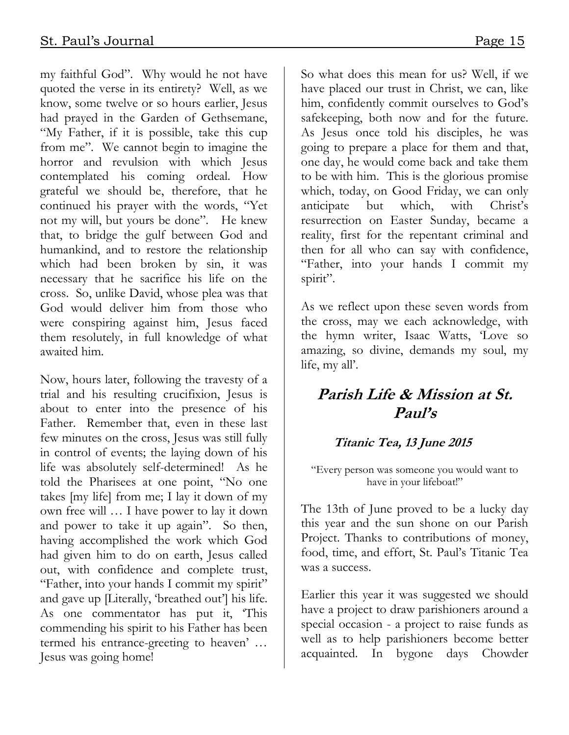my faithful God". Why would he not have quoted the verse in its entirety? Well, as we know, some twelve or so hours earlier, Jesus had prayed in the Garden of Gethsemane, "My Father, if it is possible, take this cup from me". We cannot begin to imagine the horror and revulsion with which Jesus contemplated his coming ordeal. How grateful we should be, therefore, that he continued his prayer with the words, "Yet not my will, but yours be done". He knew that, to bridge the gulf between God and humankind, and to restore the relationship which had been broken by sin, it was necessary that he sacrifice his life on the cross. So, unlike David, whose plea was that God would deliver him from those who were conspiring against him, Jesus faced them resolutely, in full knowledge of what awaited him.

Now, hours later, following the travesty of a trial and his resulting crucifixion, Jesus is about to enter into the presence of his Father. Remember that, even in these last few minutes on the cross, Jesus was still fully in control of events; the laying down of his life was absolutely self-determined! As he told the Pharisees at one point, "No one takes [my life] from me; I lay it down of my own free will … I have power to lay it down and power to take it up again". So then, having accomplished the work which God had given him to do on earth, Jesus called out, with confidence and complete trust, "Father, into your hands I commit my spirit" and gave up [Literally, 'breathed out'] his life. As one commentator has put it, 'This commending his spirit to his Father has been termed his entrance-greeting to heaven' … Jesus was going home!

So what does this mean for us? Well, if we have placed our trust in Christ, we can, like him, confidently commit ourselves to God's safekeeping, both now and for the future. As Jesus once told his disciples, he was going to prepare a place for them and that, one day, he would come back and take them to be with him. This is the glorious promise which, today, on Good Friday, we can only anticipate but which, with Christ's resurrection on Easter Sunday, became a reality, first for the repentant criminal and then for all who can say with confidence, "Father, into your hands I commit my spirit".

As we reflect upon these seven words from the cross, may we each acknowledge, with the hymn writer, Isaac Watts, 'Love so amazing, so divine, demands my soul, my life, my all'.

## *Parish Life & Mission at St. Paul's*

### *Titanic Tea, 13 June 2015*

"Every person was someone you would want to have in your lifeboat!"

The 13th of June proved to be a lucky day this year and the sun shone on our Parish Project. Thanks to contributions of money, food, time, and effort, St. Paul's Titanic Tea was a success.

Earlier this year it was suggested we should have a project to draw parishioners around a special occasion - a project to raise funds as well as to help parishioners become better acquainted. In bygone days Chowder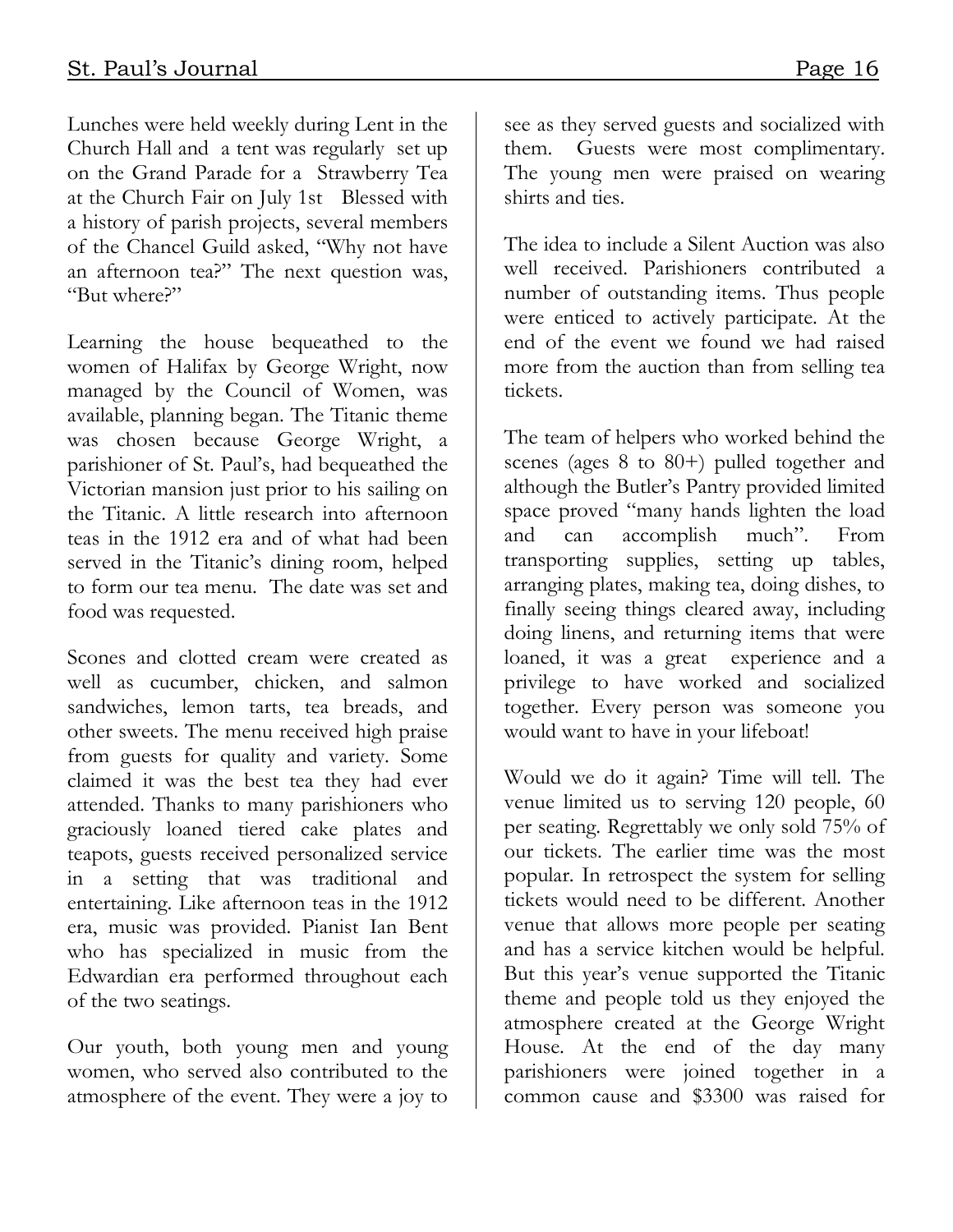Lunches were held weekly during Lent in the Church Hall and a tent was regularly set up on the Grand Parade for a Strawberry Tea at the Church Fair on July 1st Blessed with a history of parish projects, several members of the Chancel Guild asked, "Why not have an afternoon tea?" The next question was, "But where?"

Learning the house bequeathed to the women of Halifax by George Wright, now managed by the Council of Women, was available, planning began. The Titanic theme was chosen because George Wright, a parishioner of St. Paul's, had bequeathed the Victorian mansion just prior to his sailing on the Titanic. A little research into afternoon teas in the 1912 era and of what had been served in the Titanic's dining room, helped to form our tea menu. The date was set and food was requested.

Scones and clotted cream were created as well as cucumber, chicken, and salmon sandwiches, lemon tarts, tea breads, and other sweets. The menu received high praise from guests for quality and variety. Some claimed it was the best tea they had ever attended. Thanks to many parishioners who graciously loaned tiered cake plates and teapots, guests received personalized service in a setting that was traditional and entertaining. Like afternoon teas in the 1912 era, music was provided. Pianist Ian Bent who has specialized in music from the Edwardian era performed throughout each of the two seatings.

Our youth, both young men and young women, who served also contributed to the atmosphere of the event. They were a joy to see as they served guests and socialized with them. Guests were most complimentary. The young men were praised on wearing shirts and ties.

The idea to include a Silent Auction was also well received. Parishioners contributed a number of outstanding items. Thus people were enticed to actively participate. At the end of the event we found we had raised more from the auction than from selling tea tickets.

The team of helpers who worked behind the scenes (ages 8 to 80+) pulled together and although the Butler's Pantry provided limited space proved "many hands lighten the load and can accomplish much". From transporting supplies, setting up tables, arranging plates, making tea, doing dishes, to finally seeing things cleared away, including doing linens, and returning items that were loaned, it was a great experience and a privilege to have worked and socialized together. Every person was someone you would want to have in your lifeboat!

Would we do it again? Time will tell. The venue limited us to serving 120 people, 60 per seating. Regrettably we only sold 75% of our tickets. The earlier time was the most popular. In retrospect the system for selling tickets would need to be different. Another venue that allows more people per seating and has a service kitchen would be helpful. But this year's venue supported the Titanic theme and people told us they enjoyed the atmosphere created at the George Wright House. At the end of the day many parishioners were joined together in a common cause and $3300 was raised for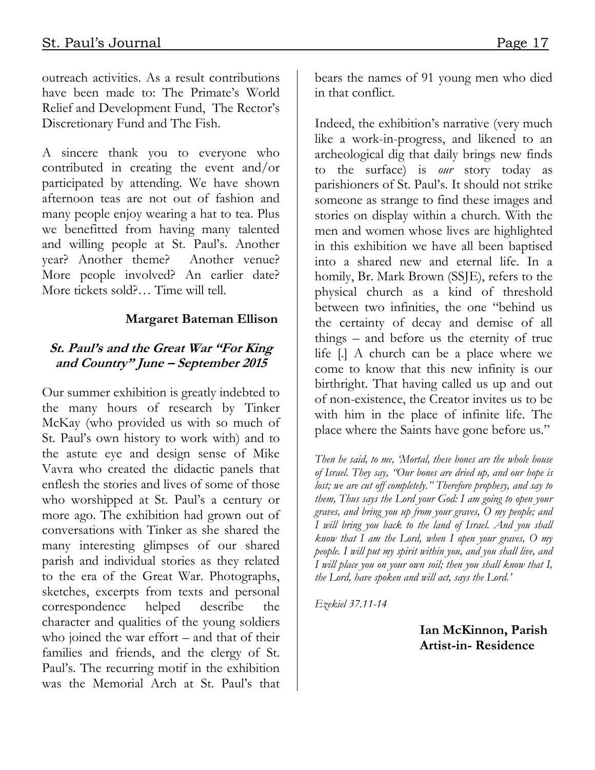outreach activities. As a result contributions have been made to: The Primate's World Relief and Development Fund, The Rector's Discretionary Fund and The Fish.

A sincere thank you to everyone who contributed in creating the event and/or participated by attending. We have shown afternoon teas are not out of fashion and many people enjoy wearing a hat to tea. Plus we benefitted from having many talented and willing people at St. Paul's. Another year? Another theme? Another venue? More people involved? An earlier date? More tickets sold?… Time will tell.

**Margaret Bateman Ellison**

### *St. Paul's and the Great War "For King and Country" June – September 2015*

Our summer exhibition is greatly indebted to the many hours of research by Tinker McKay (who provided us with so much of St. Paul's own history to work with) and to the astute eye and design sense of Mike Vavra who created the didactic panels that enflesh the stories and lives of some of those who worshipped at St. Paul's a century or more ago. The exhibition had grown out of conversations with Tinker as she shared the many interesting glimpses of our shared parish and individual stories as they related to the era of the Great War. Photographs, sketches, excerpts from texts and personal correspondence helped describe the character and qualities of the young soldiers who joined the war effort – and that of their families and friends, and the clergy of St. Paul's. The recurring motif in the exhibition was the Memorial Arch at St. Paul's that bears the names of 91 young men who died in that conflict.

Indeed, the exhibition's narrative (very much like a work-in-progress, and likened to an archeological dig that daily brings new finds to the surface) is *our* story today as parishioners of St. Paul's. It should not strike someone as strange to find these images and stories on display within a church. With the men and women whose lives are highlighted in this exhibition we have all been baptised into a shared new and eternal life. In a homily, Br. Mark Brown (SSJE), refers to the physical church as a kind of threshold between two infinities, the one "behind us the certainty of decay and demise of all things – and before us the eternity of true life [.] A church can be a place where we come to know that this new infinity is our birthright. That having called us up and out of non-existence, the Creator invites us to be with him in the place of infinite life. The place where the Saints have gone before us."

*Then he said, to me, 'Mortal, these bones are the whole house of Israel. They say, "Our bones are dried up, and our hope is lost; we are cut off completely." Therefore prophesy, and say to them, Thus says the Lord your God: I am going to open your graves, and bring you up from your graves, O my people; and I will bring you back to the land of Israel. And you shall know that I am the Lord, when I open your graves, O my people. I will put my spirit within you, and you shall live, and I will place you on your own soil; then you shall know that I, the Lord, have spoken and will act, says the Lord.'*

*Ezekiel 37.11-14*

**Ian McKinnon, Parish Artist-in- Residence**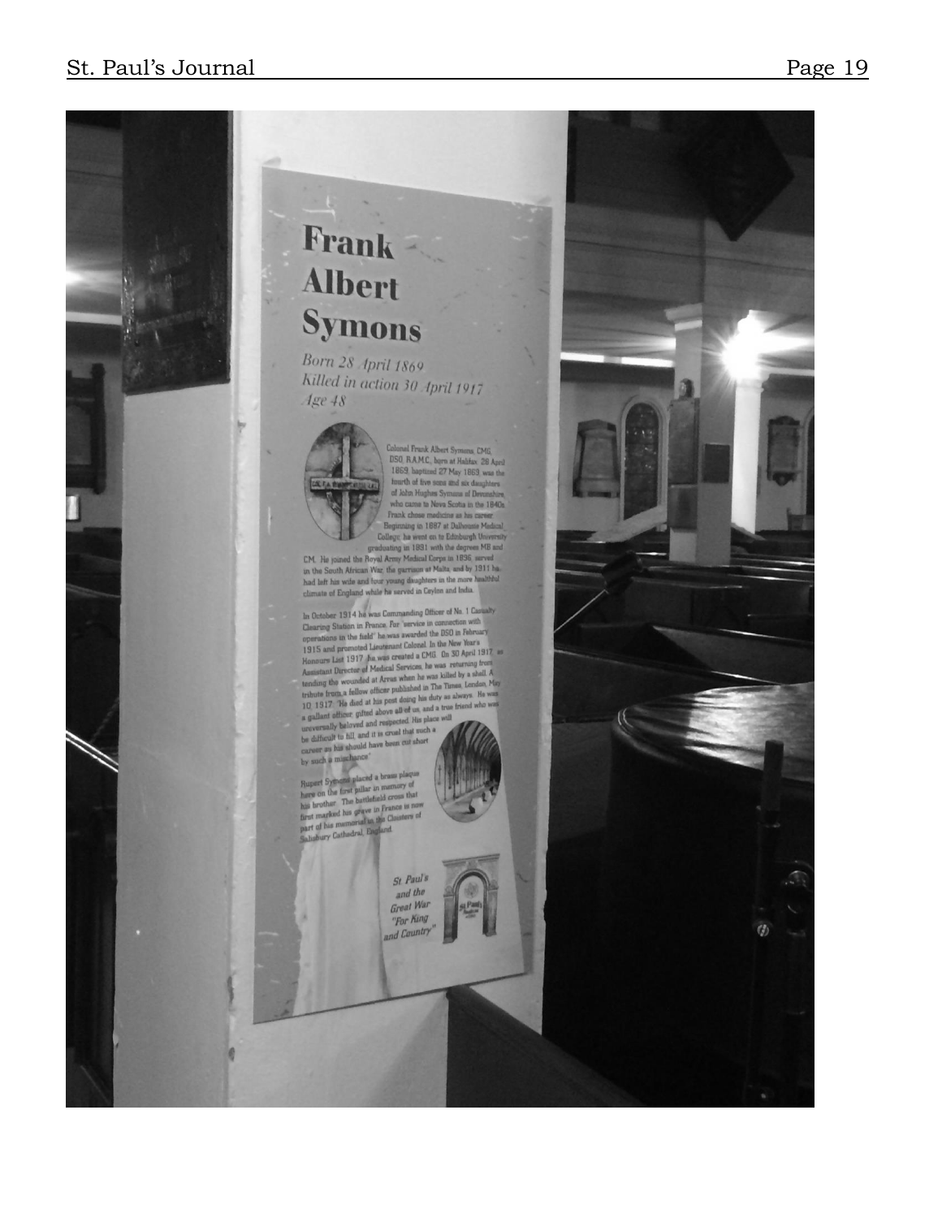# Frank Albert Symons

*Born 28 April 1869*
*Killed in action 30 April 1917*
*Age 48*

Colonel Frank Albert Symons, CMG, DSO, R.A.M.C., born at Halifax 28 April 1869, baptized 27 May 1869, was the fourth of five sons and six daughters of John Hughes Symons of Devonshire, who came to Nova Scotia in the 1840s. Frank chose medicine as his career. Beginning in 1887 at Dalhousie Medical College, he went on to Edinburgh University graduating in 1891 with the degrees MB and CM. He joined the Royal Army Medical Corps in 1896, served in the South African War, the garrison at Malta, and by 1911 he had left his wife and four young daughters in the more healthful climate of England while he served in Ceylon and India.

In October 1914 he was Commanding Officer of No. 1 Casualty Clearing Station in France. For "service in connection with operations in the field" he was awarded the DSO in February 1915 and promoted Lieutenant Colonel. In the New Year's Honours List 1917 he was created a CMG. On 30 April 1917, as Assistant Director of Medical Services, he was returning from tending the wounded at Arras when he was killed by a shell. A tribute from a fellow officer published in The Times, London, May 10, 1917: "He died at his post doing his duty as always. He was a gallant officer, gifted above all of us, and a true friend who was universally beloved and respected. His place will be difficult to fill, and it is cruel that such a career as his should have been cut short by such a mischance."

Rupert Symons placed a brass plaque here on the first pillar in memory of his brother. The battlefield cross that first marked his grave in France is now part of his memorial in the Cloisters of Salisbury Cathedral, England.

*St Paul's and the Great War "For King and Country"*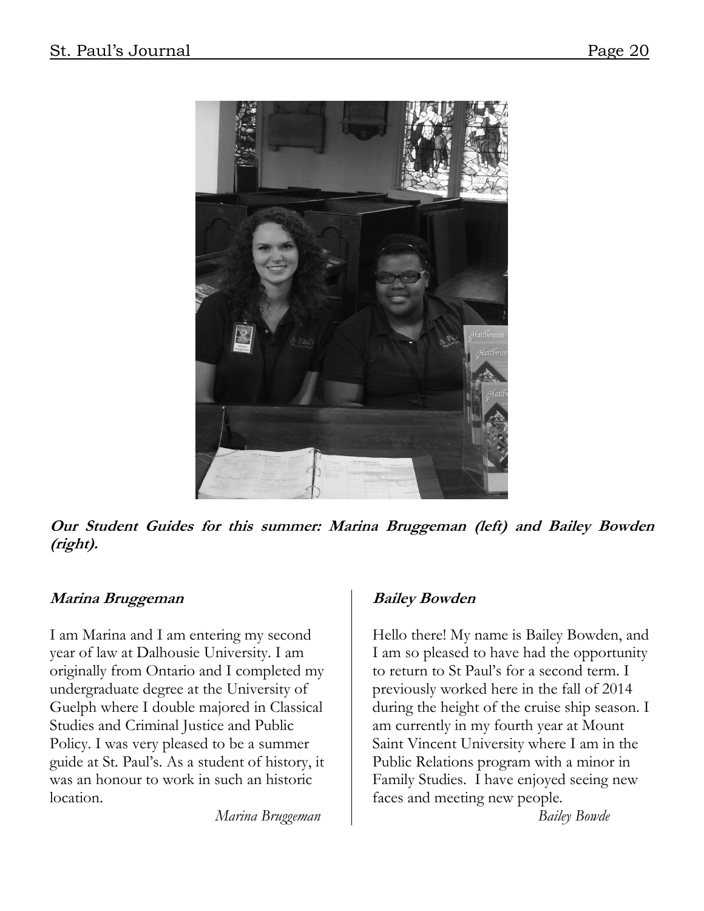***Our Student Guides for this summer: Marina Bruggeman (left) and Bailey Bowden (right).***

***Marina Bruggeman***

I am Marina and I am entering my second year of law at Dalhousie University. I am originally from Ontario and I completed my undergraduate degree at the University of Guelph where I double majored in Classical Studies and Criminal Justice and Public Policy. I was very pleased to be a summer guide at St. Paul's. As a student of history, it was an honour to work in such an historic location.

*Marina Bruggeman*

***Bailey Bowden***

Hello there! My name is Bailey Bowden, and I am so pleased to have had the opportunity to return to St Paul's for a second term. I previously worked here in the fall of 2014 during the height of the cruise ship season. I am currently in my fourth year at Mount Saint Vincent University where I am in the Public Relations program with a minor in Family Studies. I have enjoyed seeing new faces and meeting new people.

*Bailey Bowde*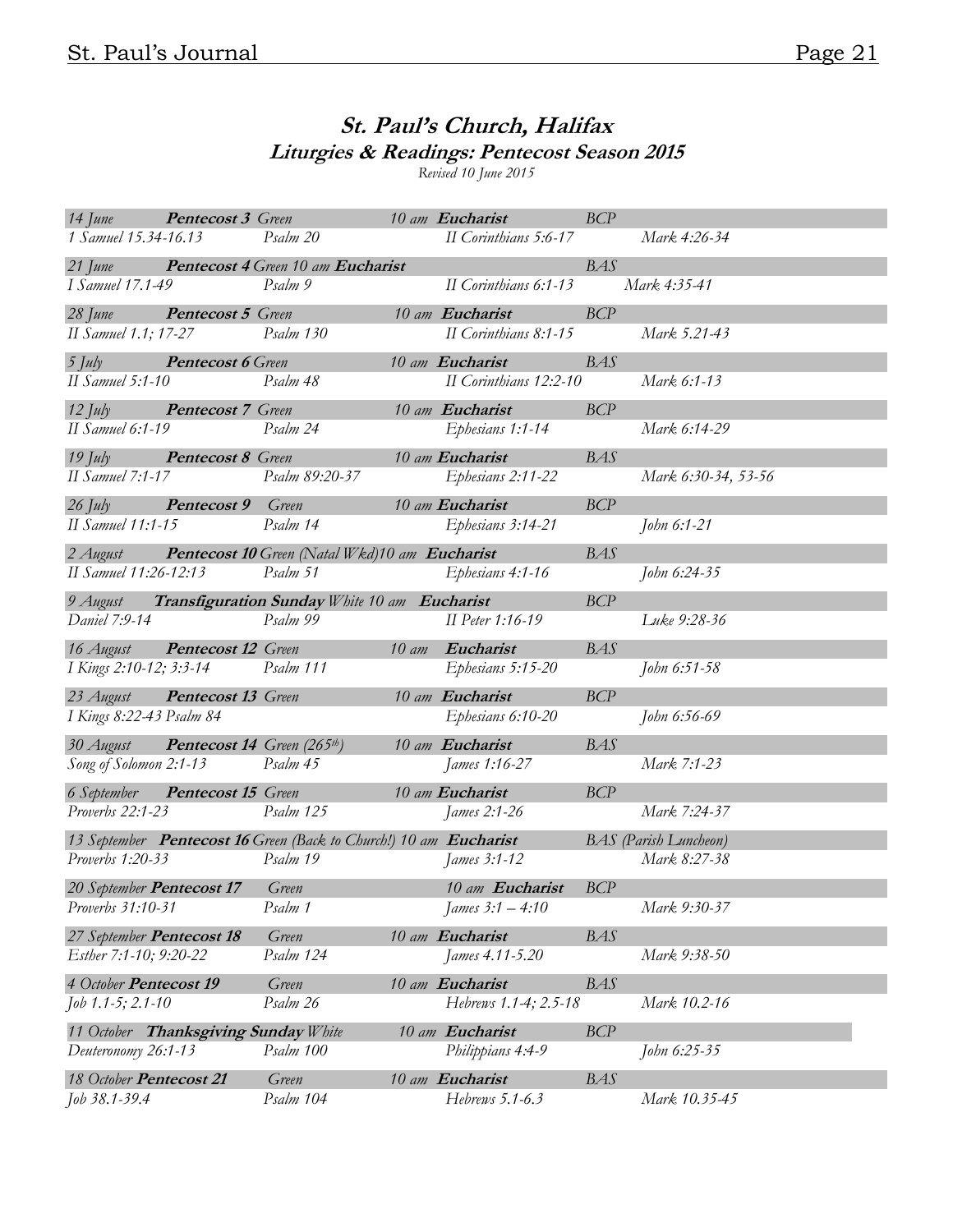## St. Paul's Church, Halifax
### Liturgies & Readings: Pentecost Season 2015

*Revised 10 June 2015*

| Date | Sunday | Colour | Service | Rite | |
|---|---|---|---|---|---|
| *14 June* | **Pentecost 3** | *Green* | *10 am* **Eucharist** | *BCP* | |
| *1 Samuel 15.34-16.13* | *Psalm 20* | | *II Corinthians 5:6-17* | | *Mark 4:26-34* |
| *21 June* | **Pentecost 4** | *Green* | *10 am* **Eucharist** | *BAS* | |
| *I Samuel 17.1-49* | *Psalm 9* | | *II Corinthians 6:1-13* | | *Mark 4:35-41* |
| *28 June* | **Pentecost 5** | *Green* | *10 am* **Eucharist** | *BCP* | |
| *II Samuel 1.1; 17-27* | *Psalm 130* | | *II Corinthians 8:1-15* | | *Mark 5.21-43* |
| *5 July* | **Pentecost 6** | *Green* | *10 am* **Eucharist** | *BAS* | |
| *II Samuel 5:1-10* | *Psalm 48* | | *II Corinthians 12:2-10* | | *Mark 6:1-13* |
| *12 July* | **Pentecost 7** | *Green* | *10 am* **Eucharist** | *BCP* | |
| *II Samuel 6:1-19* | *Psalm 24* | | *Ephesians 1:1-14* | | *Mark 6:14-29* |
| *19 July* | **Pentecost 8** | *Green* | *10 am* **Eucharist** | *BAS* | |
| *II Samuel 7:1-17* | *Psalm 89:20-37* | | *Ephesians 2:11-22* | | *Mark 6:30-34, 53-56* |
| *26 July* | **Pentecost 9** | *Green* | *10 am* **Eucharist** | *BCP* | |
| *II Samuel 11:1-15* | *Psalm 14* | | *Ephesians 3:14-21* | | *John 6:1-21* |
| *2 August* | **Pentecost 10** | *Green (Natal Wkd)* | *10 am* **Eucharist** | *BAS* | |
| *II Samuel 11:26-12:13* | *Psalm 51* | | *Ephesians 4:1-16* | | *John 6:24-35* |
| *9 August* | **Transfiguration Sunday** | *White* | *10 am* **Eucharist** | *BCP* | |
| *Daniel 7:9-14* | *Psalm 99* | | *II Peter 1:16-19* | | *Luke 9:28-36* |
| *16 August* | **Pentecost 12** | *Green* | *10 am* **Eucharist** | *BAS* | |
| *I Kings 2:10-12; 3:3-14* | *Psalm 111* | | *Ephesians 5:15-20* | | *John 6:51-58* |
| *23 August* | **Pentecost 13** | *Green* | *10 am* **Eucharist** | *BCP* | |
| *I Kings 8:22-43 Psalm 84* | | | *Ephesians 6:10-20* | | *John 6:56-69* |
| *30 August* | **Pentecost 14** | *Green (265th)* | *10 am* **Eucharist** | *BAS* | |
| *Song of Solomon 2:1-13* | *Psalm 45* | | *James 1:16-27* | | *Mark 7:1-23* |
| *6 September* | **Pentecost 15** | *Green* | *10 am* **Eucharist** | *BCP* | |
| *Proverbs 22:1-23* | *Psalm 125* | | *James 2:1-26* | | *Mark 7:24-37* |
| *13 September* | **Pentecost 16** | *Green (Back to Church!)* | *10 am* **Eucharist** | *BAS (Parish Luncheon)* | |
| *Proverbs 1:20-33* | *Psalm 19* | | *James 3:1-12* | | *Mark 8:27-38* |
| *20 September* | **Pentecost 17** | *Green* | *10 am* **Eucharist** | *BCP* | |
| *Proverbs 31:10-31* | *Psalm 1* | | *James 3:1 – 4:10* | | *Mark 9:30-37* |
| *27 September* | **Pentecost 18** | *Green* | *10 am* **Eucharist** | *BAS* | |
| *Esther 7:1-10; 9:20-22* | *Psalm 124* | | *James 4.11-5.20* | | *Mark 9:38-50* |
| *4 October* | **Pentecost 19** | *Green* | *10 am* **Eucharist** | *BAS* | |
| *Job 1.1-5; 2.1-10* | *Psalm 26* | | *Hebrews 1.1-4; 2.5-18* | | *Mark 10.2-16* |
| *11 October* | **Thanksgiving Sunday** | *White* | *10 am* **Eucharist** | *BCP* | |
| *Deuteronomy 26:1-13* | *Psalm 100* | | *Philippians 4:4-9* | | *John 6:25-35* |
| *18 October* | **Pentecost 21** | *Green* | *10 am* **Eucharist** | *BAS* | |
| *Job 38.1-39.4* | *Psalm 104* | | *Hebrews 5.1-6.3* | | *Mark 10.35-45* |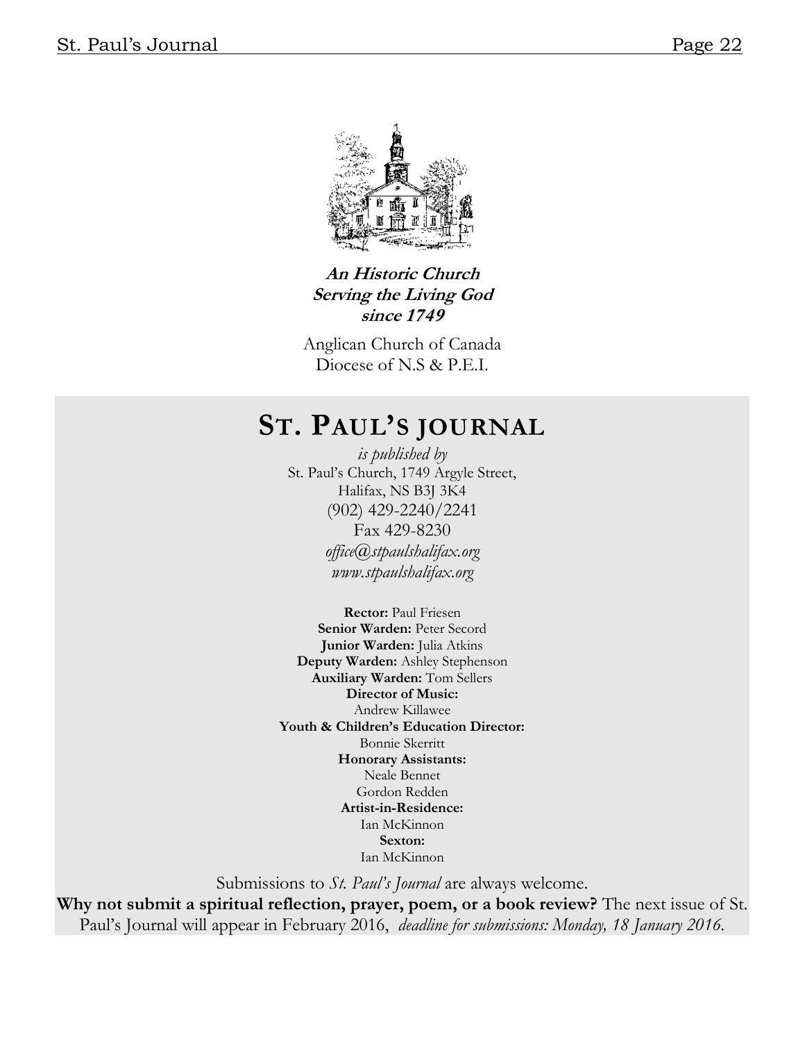**An Historic Church**
**Serving the Living God**
**since 1749**

Anglican Church of Canada
Diocese of N.S & P.E.I.

# ST. PAUL'S JOURNAL

*is published by*
St. Paul's Church, 1749 Argyle Street,
Halifax, NS B3J 3K4
(902) 429-2240/2241
Fax 429-8230
*office@stpaulshalifax.org*
*www.stpaulshalifax.org*

**Rector:** Paul Friesen
**Senior Warden:** Peter Secord
**Junior Warden:** Julia Atkins
**Deputy Warden:** Ashley Stephenson
**Auxiliary Warden:** Tom Sellers
**Director of Music:**
Andrew Killawee
**Youth & Children's Education Director:**
Bonnie Skerritt
**Honorary Assistants:**
Neale Bennet
Gordon Redden
**Artist-in-Residence:**
Ian McKinnon
**Sexton:**
Ian McKinnon

Submissions to *St. Paul's Journal* are always welcome.
**Why not submit a spiritual reflection, prayer, poem, or a book review?** The next issue of St. Paul's Journal will appear in February 2016, *deadline for submissions: Monday, 18 January 2016.*